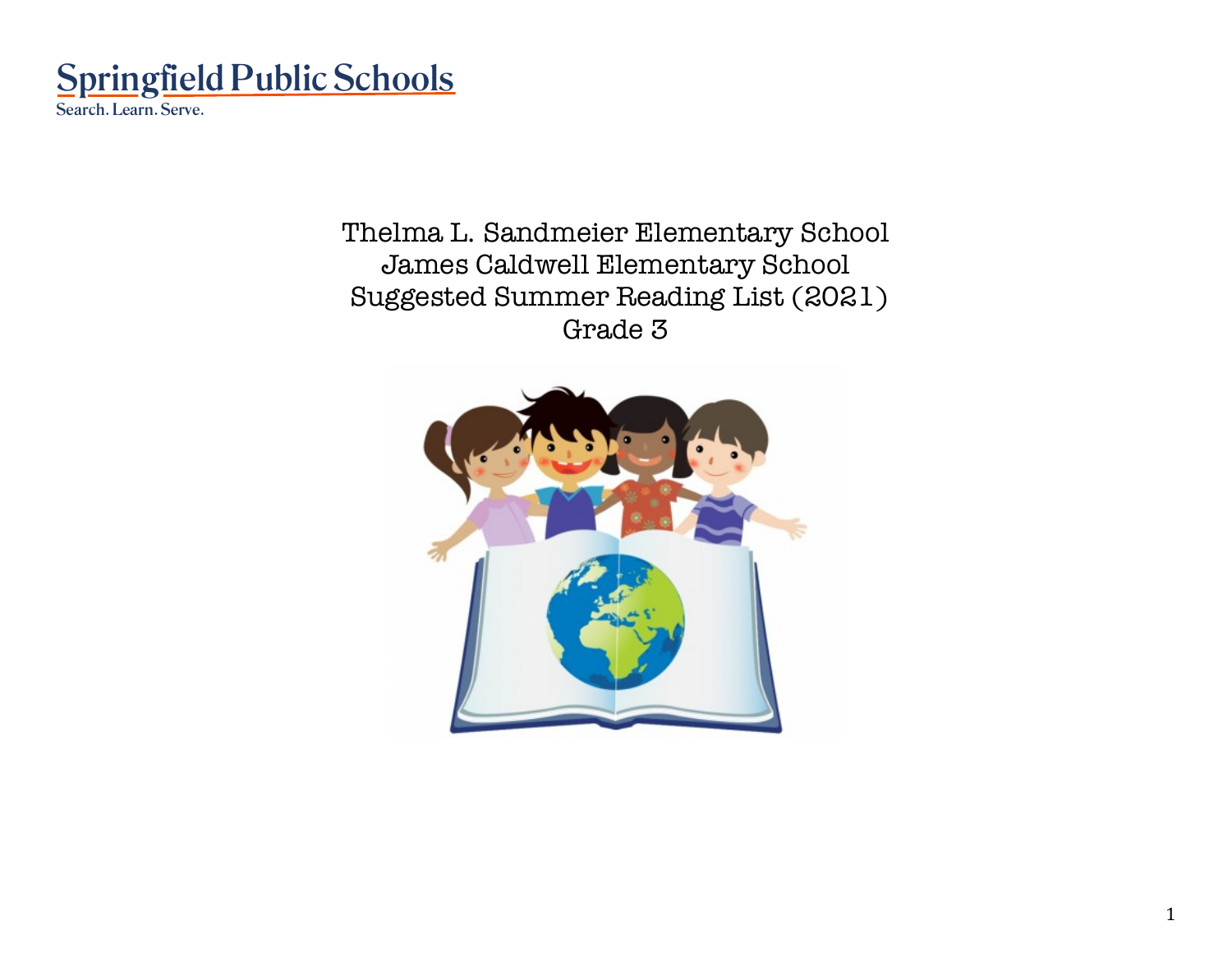Springfield Public Schools

Search. Learn. Serve.

# Thelma L. Sandmeier Elementary School
# James Caldwell Elementary School
# Suggested Summer Reading List (2021)
# Grade 3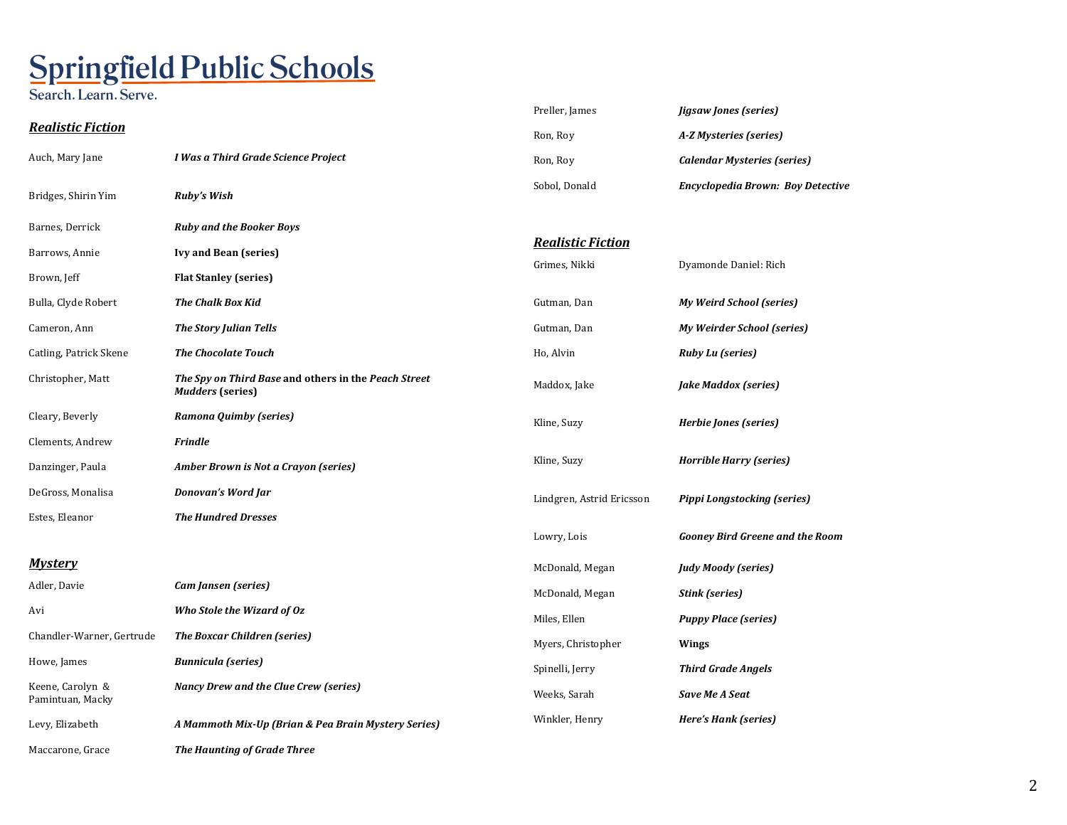# Springfield Public Schools

Search. Learn. Serve.

## *Realistic Fiction*

| Author | Title |
|---|---|
| Auch, Mary Jane | ***I Was a Third Grade Science Project*** |
| Bridges, Shirin Yim | ***Ruby's Wish*** |
| Barnes, Derrick | ***Ruby and the Booker Boys*** |
| Barrows, Annie | **Ivy and Bean (series)** |
| Brown, Jeff | **Flat Stanley (series)** |
| Bulla, Clyde Robert | ***The Chalk Box Kid*** |
| Cameron, Ann | ***The Story Julian Tells*** |
| Catling, Patrick Skene | ***The Chocolate Touch*** |
| Christopher, Matt | ***The Spy on Third Base*** **and others in the** ***Peach Street Mudders*** **(series)** |
| Cleary, Beverly | ***Ramona Quimby (series)*** |
| Clements, Andrew | ***Frindle*** |
| Danzinger, Paula | ***Amber Brown is Not a Crayon (series)*** |
| DeGross, Monalisa | ***Donovan's Word Jar*** |
| Estes, Eleanor | ***The Hundred Dresses*** |

## *Mystery*

| Author | Title |
|---|---|
| Adler, Davie | ***Cam Jansen (series)*** |
| Avi | ***Who Stole the Wizard of Oz*** |
| Chandler-Warner, Gertrude | ***The Boxcar Children (series)*** |
| Howe, James | ***Bunnicula (series)*** |
| Keene, Carolyn & Pamintuan, Macky | ***Nancy Drew and the Clue Crew (series)*** |
| Levy, Elizabeth | ***A Mammoth Mix-Up (Brian & Pea Brain Mystery Series)*** |
| Maccarone, Grace | ***The Haunting of Grade Three*** |
| Preller, James | ***Jigsaw Jones (series)*** |
| Ron, Roy | ***A-Z Mysteries (series)*** |
| Ron, Roy | ***Calendar Mysteries (series)*** |
| Sobol, Donald | ***Encyclopedia Brown: Boy Detective*** |

## *Realistic Fiction*

| Author | Title |
|---|---|
| Grimes, Nikki | Dyamonde Daniel: Rich |
| Gutman, Dan | ***My Weird School (series)*** |
| Gutman, Dan | ***My Weirder School (series)*** |
| Ho, Alvin | ***Ruby Lu (series)*** |
| Maddox, Jake | ***Jake Maddox (series)*** |
| Kline, Suzy | ***Herbie Jones (series)*** |
| Kline, Suzy | ***Horrible Harry (series)*** |
| Lindgren, Astrid Ericsson | ***Pippi Longstocking (series)*** |
| Lowry, Lois | ***Gooney Bird Greene and the Room*** |
| McDonald, Megan | ***Judy Moody (series)*** |
| McDonald, Megan | ***Stink (series)*** |
| Miles, Ellen | ***Puppy Place (series)*** |
| Myers, Christopher | **Wings** |
| Spinelli, Jerry | ***Third Grade Angels*** |
| Weeks, Sarah | ***Save Me A Seat*** |
| Winkler, Henry | ***Here's Hank (series)*** |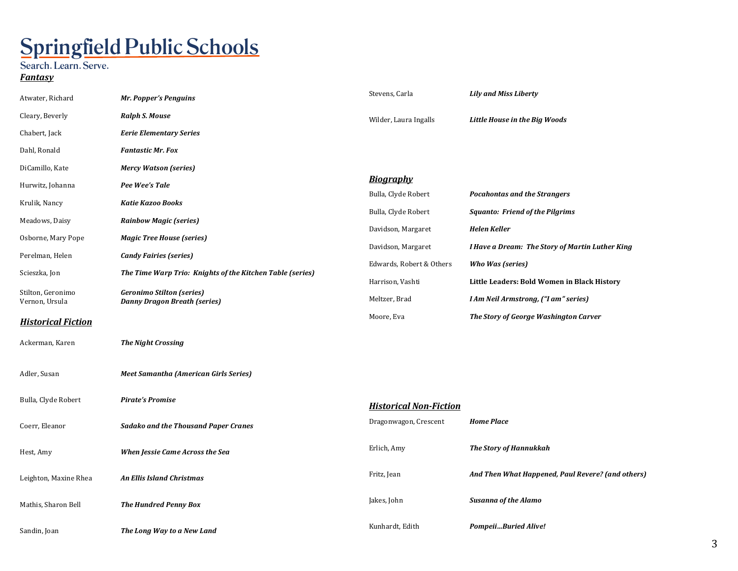# Springfield Public Schools

Search. Learn. Serve.

## *Fantasy*

| Author | Title |
|---|---|
| Atwater, Richard | ***Mr. Popper's Penguins*** |
| Cleary, Beverly | ***Ralph S. Mouse*** |
| Chabert, Jack | ***Eerie Elementary Series*** |
| Dahl, Ronald | ***Fantastic Mr. Fox*** |
| DiCamillo, Kate | ***Mercy Watson (series)*** |
| Hurwitz, Johanna | ***Pee Wee's Tale*** |
| Krulik, Nancy | ***Katie Kazoo Books*** |
| Meadows, Daisy | ***Rainbow Magic (series)*** |
| Osborne, Mary Pope | ***Magic Tree House (series)*** |
| Perelman, Helen | ***Candy Fairies (series)*** |
| Scieszka, Jon | ***The Time Warp Trio: Knights of the Kitchen Table (series)*** |
| Stilton, Geronimo | ***Geronimo Stilton (series)*** |
| Vernon, Ursula | ***Danny Dragon Breath (series)*** |

## *Historical Fiction*

| Author | Title |
|---|---|
| Ackerman, Karen | ***The Night Crossing*** |
| Adler, Susan | ***Meet Samantha (American Girls Series)*** |
| Bulla, Clyde Robert | ***Pirate's Promise*** |
| Coerr, Eleanor | ***Sadako and the Thousand Paper Cranes*** |
| Hest, Amy | ***When Jessie Came Across the Sea*** |
| Leighton, Maxine Rhea | ***An Ellis Island Christmas*** |
| Mathis, Sharon Bell | ***The Hundred Penny Box*** |
| Sandin, Joan | ***The Long Way to a New Land*** |
| Stevens, Carla | ***Lily and Miss Liberty*** |
| Wilder, Laura Ingalls | ***Little House in the Big Woods*** |

## *Biography*

| Author | Title |
|---|---|
| Bulla, Clyde Robert | ***Pocahontas and the Strangers*** |
| Bulla, Clyde Robert | ***Squanto: Friend of the Pilgrims*** |
| Davidson, Margaret | ***Helen Keller*** |
| Davidson, Margaret | ***I Have a Dream: The Story of Martin Luther King*** |
| Edwards, Robert & Others | ***Who Was (series)*** |
| Harrison, Vashti | **Little Leaders: Bold Women in Black History** |
| Meltzer, Brad | ***I Am Neil Armstrong, ("I am" series)*** |
| Moore, Eva | ***The Story of George Washington Carver*** |

## *Historical Non-Fiction*

| Author | Title |
|---|---|
| Dragonwagon, Crescent | ***Home Place*** |
| Erlich, Amy | ***The Story of Hannukkah*** |
| Fritz, Jean | ***And Then What Happened, Paul Revere? (and others)*** |
| Jakes, John | ***Susanna of the Alamo*** |
| Kunhardt, Edith | ***Pompeii...Buried Alive!*** |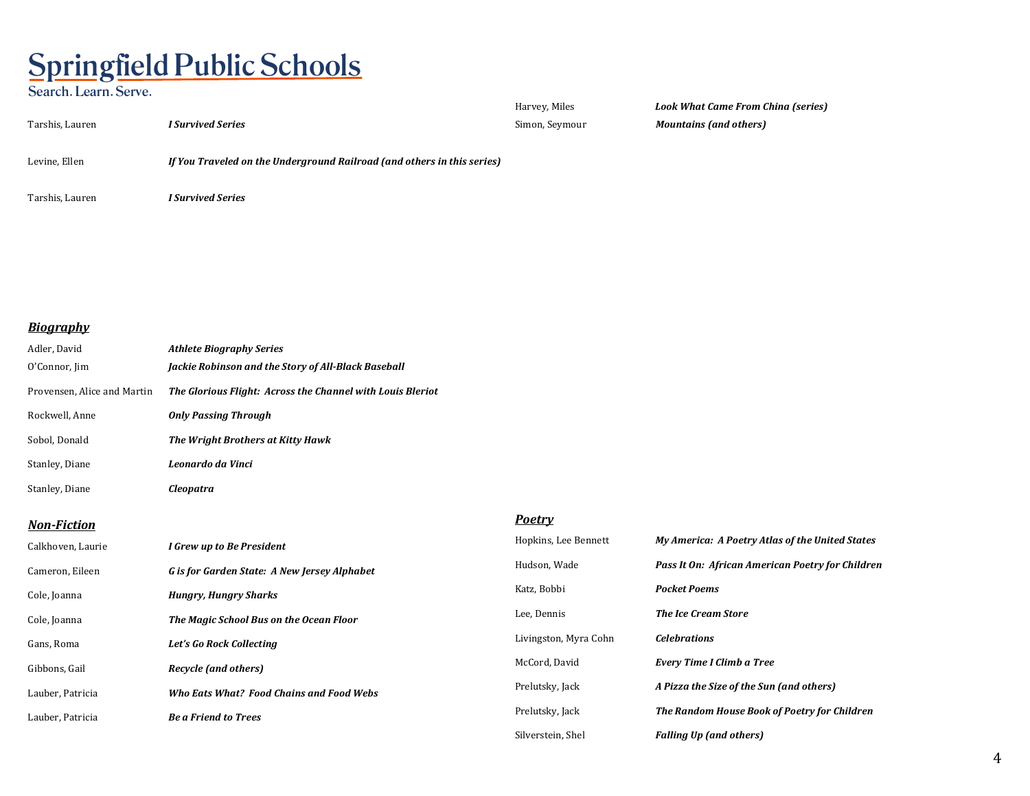# Springfield Public Schools

Search. Learn. Serve.

| | |
|---|---|
| Tarshis, Lauren | ***I Survived Series*** |
| Levine, Ellen | ***If You Traveled on the Underground Railroad (and others in this series)*** |
| Tarshis, Lauren | ***I Survived Series*** |

## ***Biography***

| | |
|---|---|
| Adler, David | ***Athlete Biography Series*** |
| O'Connor, Jim | ***Jackie Robinson and the Story of All-Black Baseball*** |
| Provensen, Alice and Martin | ***The Glorious Flight: Across the Channel with Louis Bleriot*** |
| Rockwell, Anne | ***Only Passing Through*** |
| Sobol, Donald | ***The Wright Brothers at Kitty Hawk*** |
| Stanley, Diane | ***Leonardo da Vinci*** |
| Stanley, Diane | ***Cleopatra*** |

## ***Non-Fiction***

| | |
|---|---|
| Calkhoven, Laurie | ***I Grew up to Be President*** |
| Cameron, Eileen | ***G is for Garden State: A New Jersey Alphabet*** |
| Cole, Joanna | ***Hungry, Hungry Sharks*** |
| Cole, Joanna | ***The Magic School Bus on the Ocean Floor*** |
| Gans, Roma | ***Let's Go Rock Collecting*** |
| Gibbons, Gail | ***Recycle (and others)*** |
| Lauber, Patricia | ***Who Eats What? Food Chains and Food Webs*** |
| Lauber, Patricia | ***Be a Friend to Trees*** |
| Harvey, Miles | ***Look What Came From China (series)*** |
| Simon, Seymour | ***Mountains (and others)*** |

## ***Poetry***

| | |
|---|---|
| Hopkins, Lee Bennett | ***My America: A Poetry Atlas of the United States*** |
| Hudson, Wade | ***Pass It On: African American Poetry for Children*** |
| Katz, Bobbi | ***Pocket Poems*** |
| Lee, Dennis | ***The Ice Cream Store*** |
| Livingston, Myra Cohn | ***Celebrations*** |
| McCord, David | ***Every Time I Climb a Tree*** |
| Prelutsky, Jack | ***A Pizza the Size of the Sun (and others)*** |
| Prelutsky, Jack | ***The Random House Book of Poetry for Children*** |
| Silverstein, Shel | ***Falling Up (and others)*** |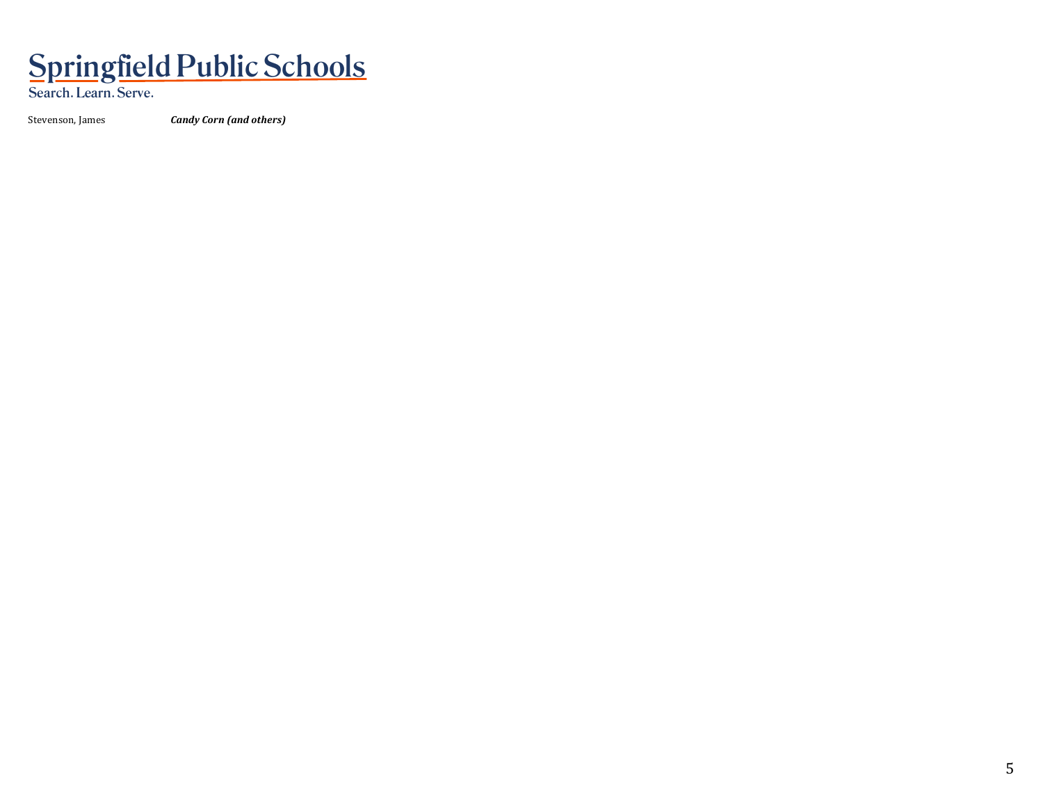| | |
|---|---|
| Stevenson, James | ***Candy Corn (and others)*** |